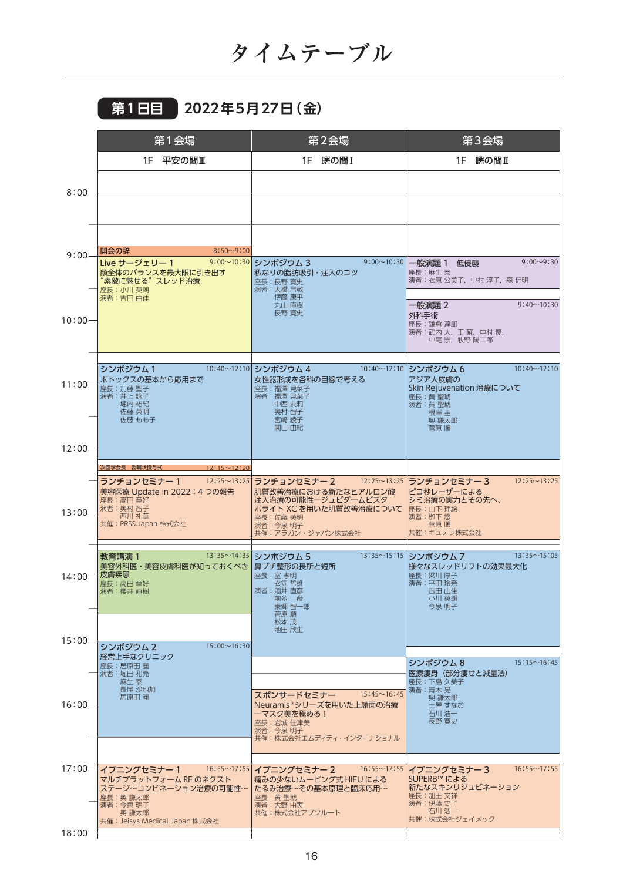# タイムテーブル

## 第1日目　2022年5月27日（金）

### 第1会場　1F　平安の間Ⅲ

**開会の辞**　8:50〜9:00

**Live サージェリー 1**　9:00〜10:30
顔全体のバランスを最大限に引き出す"素敵に魅せる"スレッド治療
座長：小川 英朗
演者：吉田 由佳

**シンポジウム 1**　10:40〜12:10
ボトックスの基本から応用まで
座長：加藤 聖子
演者：井上 詠子
　　　堀内 祐紀
　　　佐藤 英明
　　　佐藤 もも子

**次回学会長　委嘱状授与式**　12:15〜12:20

**ランチョンセミナー 1**　12:25〜13:25
美容医療 Update in 2022：4 つの報告
座長：高田 章好
演者：奥村 智子
　　　西川 礼華
共催：PRSS.Japan 株式会社

**教育講演 1**　13:35〜14:35
美容外科医・美容皮膚科医が知っておくべき皮膚疾患
座長：高田 章好
演者：櫻井 直樹

**シンポジウム 2**　15:00〜16:30
経営上手なクリニック
座長：居原田 麗
演者：堀田 和亮
　　　麻生 泰
　　　長尾 沙也加
　　　居原田 麗

**イブニングセミナー 1**　16:55〜17:55
マルチプラットフォーム RF のネクストステージ〜コンビネーション治療の可能性〜
座長：奥 謙太郎
演者：今泉 明子
　　　奥 謙太郎
共催：Jeisys Medical Japan 株式会社

### 第2会場　1F　曙の間Ⅰ

**シンポジウム 3**　9:00〜10:30
私なりの脂肪吸引・注入のコツ
座長：長野 寛史
演者：大橋 昌敬
　　　伊藤 康平
　　　丸山 直樹
　　　長野 寛史

**シンポジウム 4**　10:40〜12:10
女性器形成を各科の目線で考える
座長：福澤 見菜子
演者：福澤 見菜子
　　　中西 友莉
　　　奥村 智子
　　　宮崎 綾子
　　　関口 由紀

**ランチョンセミナー 2**　12:25〜13:25
肌質改善治療における新たなヒアルロン酸注入治療の可能性―ジュビダームビスタ ボライト XC を用いた肌質改善治療について
座長：佐藤 英明
演者：今泉 明子
共催：アラガン・ジャパン株式会社

**シンポジウム 5**　13:35〜15:15
鼻プチ整形の長所と短所
座長：室 孝明
　　　衣笠 哲雄
演者：酒井 直彦
　　　前多 一彦
　　　東郷 智一郎
　　　菅原 順
　　　松本 茂
　　　池田 欣生

**スポンサードセミナー**　15:45〜16:45
Neuramis®シリーズを用いた上顔面の治療―マスク美を極める！
座長：岩城 佳津美
演者：今泉 明子
共催：株式会社エムディティ・インターナショナル

**イブニングセミナー 2**　16:55〜17:55
痛みの少ないムービング式 HIFU によるたるみ治療〜その基本原理と臨床応用〜
座長：黄 聖琥
演者：大野 由実
共催：株式会社アブソルート

### 第3会場　1F　曙の間Ⅱ

**一般演題 1　低侵襲**　9:00〜9:30
座長：麻生 泰
演者：衣原 公美子, 中村 淳子, 森 信明

**一般演題 2**　9:40〜10:30
外科手術
座長：鎌倉 達郎
演者：武内 大, 王 蘇, 中村 優,
　　　中尾 崇, 牧野 陽二郎

**シンポジウム 6**　10:40〜12:10
アジア人皮膚の Skin Rejuvenation 治療について
座長：黄 聖琥
演者：黄 聖琥
　　　根岸 圭
　　　奥 謙太郎
　　　菅原 順

**ランチョンセミナー 3**　12:25〜13:25
ピコ秒レーザーによるシミ治療の実力とその先へ、
座長：山下 理絵
演者：栁下 悠
　　　菅原 順
共催：キュテラ株式会社

**シンポジウム 7**　13:35〜15:05
様々なスレッドリフトの効果最大化
座長：梁川 厚子
演者：平田 玲奈
　　　吉田 由佳
　　　小川 英朗
　　　今泉 明子

**シンポジウム 8**　15:15〜16:45
医療痩身（部分痩せと減量法）
座長：下島 久美子
演者：青木 晃
　　　奥 謙太郎
　　　土屋 すなお
　　　石川 浩一
　　　長野 寛史

**イブニングセミナー 3**　16:55〜17:55
SUPERB™ による新たなスキンリジュビネーション
座長：加王 文祥
演者：伊藤 史子
　　　石川 浩一
共催：株式会社ジェイメック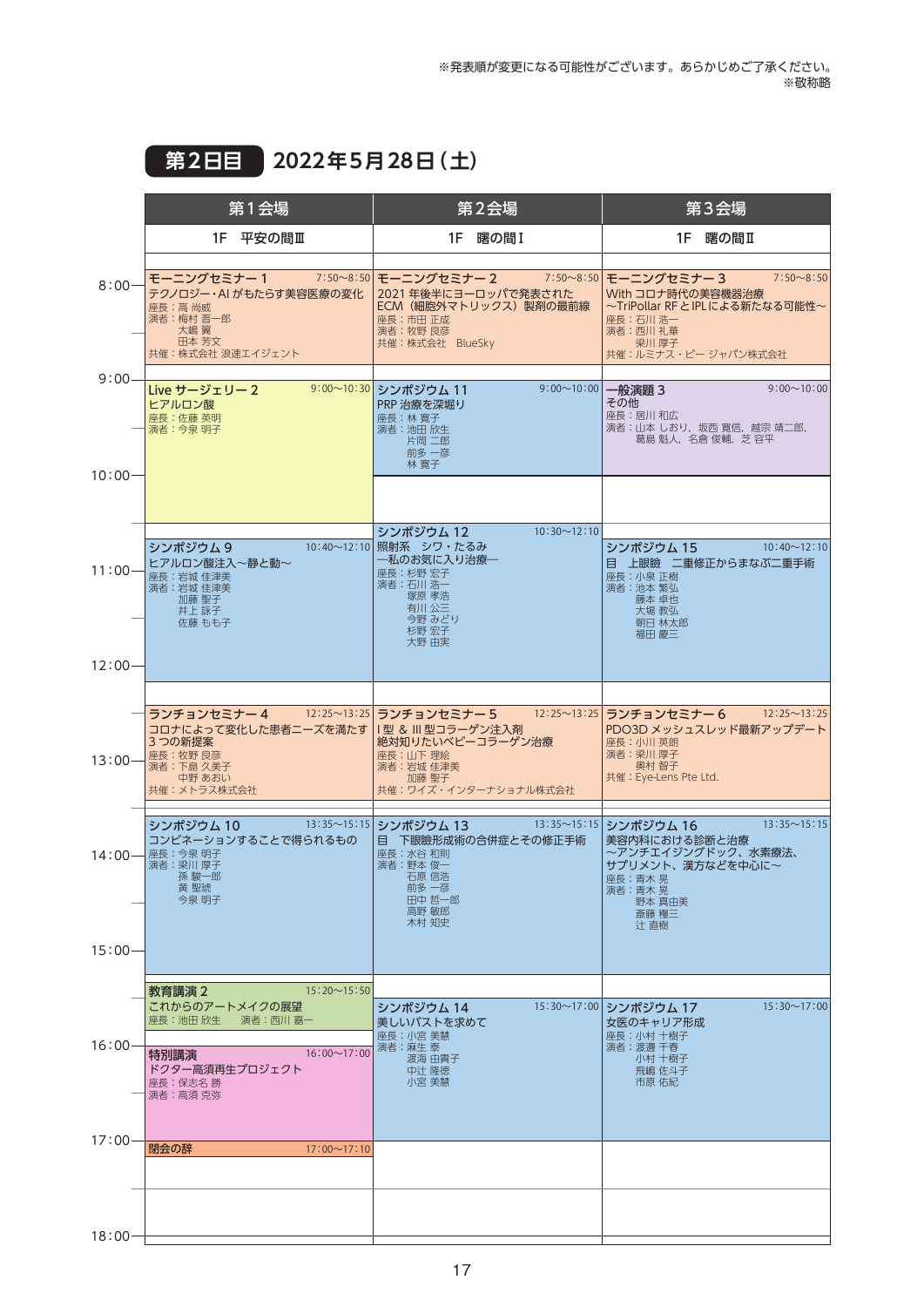※発表順が変更になる可能性がございます。あらかじめご了承ください。
※敬称略

## 第2日目　2022年5月28日（土）

| 第1会場 | 第2会場 | 第3会場 |
|---|---|---|
| 1F　平安の間Ⅲ | 1F　曙の間Ⅰ | 1F　曙の間Ⅱ |
| **モーニングセミナー 1**　7:50〜8:50<br>テクノロジー・AI がもたらす美容医療の変化<br>座長：高 尚威<br>演者：梅村 晋一郎<br>　　　大嶋 翼<br>　　　田本 芳文<br>共催：株式会社 浪速エイジェント | **モーニングセミナー 2**　7:50〜8:50<br>2021 年後半にヨーロッパで発表された ECM（細胞外マトリックス）製剤の最前線<br>座長：市田 正成<br>演者：牧野 良彦<br>共催：株式会社　BlueSky | **モーニングセミナー 3**　7:50〜8:50<br>With コロナ時代の美容機器治療<br>〜TriPollar RF と IPLによる新たなる可能性〜<br>座長：石川 浩一<br>演者：西川 礼華<br>　　　梁川 厚子<br>共催：ルミナス・ビー ジャパン株式会社 |
| **Live サージェリー 2**　9:00〜10:30<br>ヒアルロン酸<br>座長：佐藤 英明<br>演者：今泉 明子 | **シンポジウム 11**　9:00〜10:00<br>PRP 治療を深堀り<br>座長：林 寛子<br>演者：池田 欣生<br>　　　片岡 二郎<br>　　　前多 一彦<br>　　　林 寛子 | **一般演題 3**　9:00〜10:00<br>その他<br>座長：居川 和広<br>演者：山本 しおり，坂西 寛信，越宗 靖二郎，<br>　　　葛島 魁人，名倉 俊輔，芝 容平 |
| **シンポジウム 9**　10:40〜12:10<br>ヒアルロン酸注入〜静と動〜<br>座長：岩城 佳津美<br>演者：岩城 佳津美<br>　　　加藤 聖子<br>　　　井上 詠子<br>　　　佐藤 もも子 | **シンポジウム 12**　10:30〜12:10<br>照射系　シワ・たるみ<br>─私のお気に入り治療─<br>座長：杉野 宏子<br>演者：石川 浩一<br>　　　塚原 孝浩<br>　　　有川 公三<br>　　　今野 みどり<br>　　　杉野 宏子<br>　　　大野 由実 | **シンポジウム 15**　10:40〜12:10<br>目　上眼瞼　二重修正からまなぶ二重手術<br>座長：小泉 正樹<br>演者：池本 繁弘<br>　　　藤本 卓也<br>　　　大場 教弘<br>　　　朝日 林太郎<br>　　　福田 慶三 |
| **ランチョンセミナー 4**　12:25〜13:25<br>コロナによって変化した患者ニーズを満たす 3 つの新提案<br>座長：牧野 良彦<br>演者：下島 久美子<br>　　　中野 あおい<br>共催：メトラス株式会社 | **ランチョンセミナー 5**　12:25〜13:25<br>Ⅰ型 & Ⅲ型コラーゲン注入剤<br>絶対知りたいベビーコラーゲン治療<br>座長：山下 理絵<br>演者：岩城 佳津美<br>　　　加藤 聖子<br>共催：ワイズ・インターナショナル株式会社 | **ランチョンセミナー 6**　12:25〜13:25<br>PDO3D メッシュスレッド最新アップデート<br>座長：小川 英朗<br>演者：梁川 厚子<br>　　　奥村 智子<br>共催：Eye-Lens Pte Ltd. |
| **シンポジウム 10**　13:35〜15:15<br>コンビネーションすることで得られるもの<br>座長：今泉 明子<br>演者：梁川 厚子<br>　　　孫 駿一郎<br>　　　黄 聖琥<br>　　　今泉 明子 | **シンポジウム 13**　13:35〜15:15<br>目　下眼瞼形成術の合併症とその修正手術<br>座長：水谷 和則<br>演者：野本 俊一<br>　　　石原 信浩<br>　　　前多 一彦<br>　　　田中 哲一郎<br>　　　高野 敏郎<br>　　　木村 知史 | **シンポジウム 16**　13:35〜15:15<br>美容内科における診断と治療<br>〜アンチエイジングドック、水素療法、サプリメント、漢方などを中心に〜<br>座長：青木 晃<br>演者：青木 晃<br>　　　野本 真由美<br>　　　斎藤 權三<br>　　　辻 直樹 |
| **教育講演 2**　15:20〜15:50<br>これからのアートメイクの展望<br>座長：池田 欣生　演者：西川 嘉一 | **シンポジウム 14**　15:30〜17:00<br>美しいバストを求めて<br>座長：小宮 美慧<br>演者：麻生 泰<br>　　　渡海 由貴子<br>　　　中辻 隆徳<br>　　　小宮 美慧 | **シンポジウム 17**　15:30〜17:00<br>女医のキャリア形成<br>座長：小村 十樹子<br>演者：渡邊 千春<br>　　　小村 十樹子<br>　　　飛嶋 佐斗子<br>　　　市原 佑紀 |
| **特別講演**　16:00〜17:00<br>ドクター高須再生プロジェクト<br>座長：保志名 勝<br>演者：高須 克弥 | | |
| **閉会の辞**　17:00〜17:10 | | |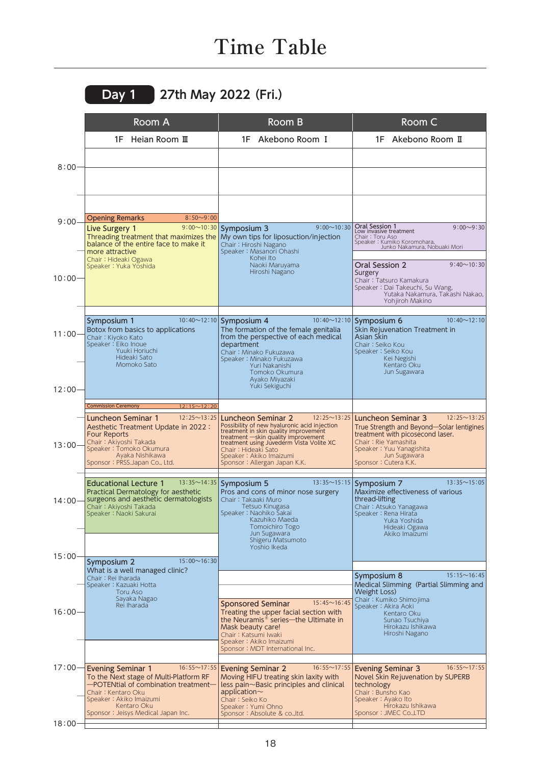# Time Table

## Day 1 27th May 2022 (Fri.)

| Time | Room A (1F Heian Room Ⅲ) | Room B (1F Akebono Room Ⅰ) | Room C (1F Akebono Room Ⅱ) |
|---|---|---|---|
| 8:50〜9:00 | **Opening Remarks** | | |
| 9:00〜 | **Live Surgery 1** (9:00〜10:30)<br>Threading treatment that maximizes the balance of the entire face to make it more attractive<br>Chair : Hideaki Ogawa<br>Speaker : Yuka Yoshida | **Symposium 3** (9:00〜10:30)<br>My own tips for liposuction/injection<br>Chair : Hiroshi Nagano<br>Speaker : Masanori Ohashi, Kohei Ito, Naoki Maruyama, Hiroshi Nagano | **Oral Session 1** (9:00〜9:30)<br>Low invasive treatment<br>Chair : Toru Aso<br>Speaker : Kumiko Koromohara, Junko Nakamura, Nobuaki Mori |
| 9:40〜 | | | **Oral Session 2** (9:40〜10:30)<br>Surgery<br>Chair : Tatsuro Kamakura<br>Speaker : Dai Takeuchi, Su Wang, Yutaka Nakamura, Takashi Nakao, Yohjiroh Makino |
| 10:40〜 | **Symposium 1** (10:40〜12:10)<br>Botox from basics to applications<br>Chair : Kiyoko Kato<br>Speaker : Eiko Inoue, Yuuki Horiuchi, Hideaki Sato, Momoko Sato | **Symposium 4** (10:40〜12:10)<br>The formation of the female genitalia from the perspective of each medical department<br>Chair : Minako Fukuzawa<br>Speaker : Minako Fukuzawa, Yuri Nakanishi, Tomoko Okumura, Ayako Miyazaki, Yuki Sekiguchi | **Symposium 6** (10:40〜12:10)<br>Skin Rejuvenation Treatment in Asian Skin<br>Chair : Seiko Kou<br>Speaker : Seiko Kou, Kei Negishi, Kentaro Oku, Jun Sugawara |
| 12:15〜12:20 | **Commission Ceremony** | | |
| 12:25〜13:25 | **Luncheon Seminar 1** (12:25〜13:25)<br>Aesthetic Treatment Update in 2022 : Four Reports<br>Chair : Akiyoshi Takada<br>Speaker : Tomoko Okumura, Ayaka Nishikawa<br>Sponsor : PRSS.Japan Co., Ltd. | **Luncheon Seminar 2** (12:25〜13:25)<br>Possibility of new hyaluronic acid injection treatment in skin quality improvement treatment —skin quality improvement treatment using Juvederm Vista Volite XC<br>Chair : Hideaki Sato<br>Speaker : Akiko Imaizumi<br>Sponsor : Allergan Japan K.K. | **Luncheon Seminar 3** (12:25〜13:25)<br>True Strength and Beyond—Solar lentigines treatment with picosecond laser.<br>Chair : Rie Yamashita<br>Speaker : Yuu Yanagishita, Jun Sugawara<br>Sponsor : Cutera K.K. |
| 13:35〜 | **Educational Lecture 1** (13:35〜14:35)<br>Practical Dermatology for aesthetic surgeons and aesthetic dermatologists<br>Chair : Akiyoshi Takada<br>Speaker : Naoki Sakurai | **Symposium 5** (13:35〜15:15)<br>Pros and cons of minor nose surgery<br>Chair : Takaaki Muro, Tetsuo Kinugasa<br>Speaker : Naohiko Sakai, Kazuhiko Maeda, Tomoichiro Togo, Jun Sugawara, Shigeru Matsumoto, Yoshio Ikeda | **Symposium 7** (13:35〜15:05)<br>Maximize effectiveness of various thread-lifting<br>Chair : Atsuko Yanagawa<br>Speaker : Rena Hirata, Yuka Yoshida, Hideaki Ogawa, Akiko Imaizumi |
| 15:00〜 | **Symposium 2** (15:00〜16:30)<br>What is a well managed clinic?<br>Chair : Rei Iharada<br>Speaker : Kazuaki Hotta, Toru Aso, Sayaka Nagao, Rei Iharada | | |
| 15:15〜 | | | **Symposium 8** (15:15〜16:45)<br>Medical Slimming (Partial Slimming and Weight Loss)<br>Chair : Kumiko Shimojima<br>Speaker : Akira Aoki, Kentaro Oku, Sunao Tsuchiya, Hirokazu Ishikawa, Hiroshi Nagano |
| 15:45〜 | | **Sponsored Seminar** (15:45〜16:45)<br>Treating the upper facial section with the Neuramis® series—the Ultimate in Mask beauty care!<br>Chair : Katsumi Iwaki<br>Speaker : Akiko Imaizumi<br>Sponsor : MDT International Inc. | |
| 16:55〜17:55 | **Evening Seminar 1** (16:55〜17:55)<br>To the Next stage of Multi-Platform RF —POTENtial of combination treatment—<br>Chair : Kentaro Oku<br>Speaker : Akiko Imaizumi, Kentaro Oku<br>Sponsor : Jeisys Medical Japan Inc. | **Evening Seminar 2** (16:55〜17:55)<br>Moving HIFU treating skin laxity with less pain〜Basic principles and clinical application〜<br>Chair : Seiko Ko<br>Speaker : Yumi Ohno<br>Sponsor : Absolute & co.,ltd. | **Evening Seminar 3** (16:55〜17:55)<br>Novel Skin Rejuvenation by SUPERB technology<br>Chair : Bunsho Kao<br>Speaker : Ayako Ito, Hirokazu Ishikawa<br>Sponsor : JMEC Co.,LTD |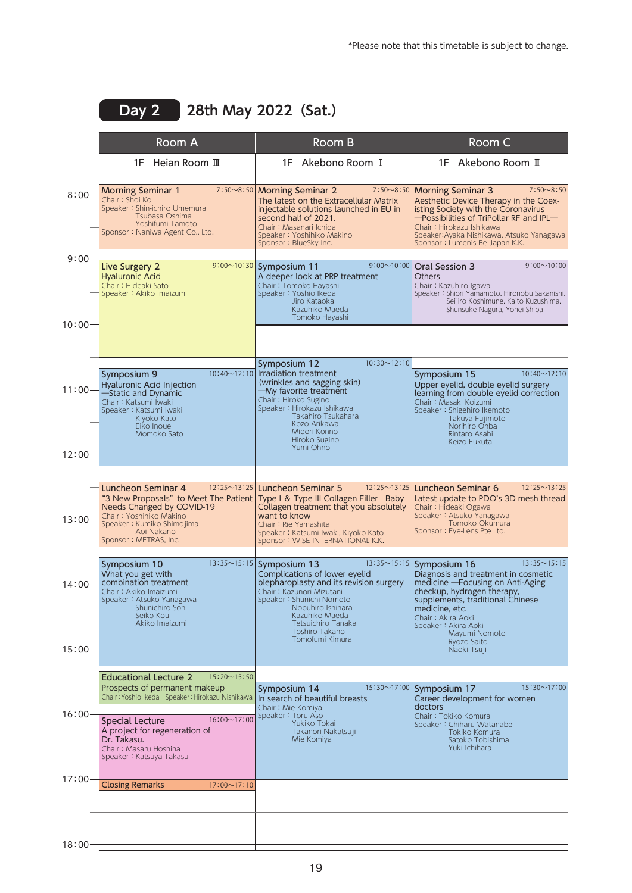*Please note that this timetable is subject to change.

## Day 2 28th May 2022 (Sat.)

| Room A | Room B | Room C |
|---|---|---|
| 1F Heian Room Ⅲ | 1F Akebono Room Ⅰ | 1F Akebono Room Ⅱ |
| **Morning Seminar 1** 7:50～8:50<br>Chair：Shoi Ko<br>Speaker：Shin-ichiro Umemura, Tsubasa Oshima, Yoshifumi Tamoto<br>Sponsor：Naniwa Agent Co., Ltd. | **Morning Seminar 2** 7:50～8:50<br>The latest on the Extracellular Matrix injectable solutions launched in EU in second half of 2021.<br>Chair：Masanari Ichida<br>Speaker：Yoshihiko Makino<br>Sponsor：BlueSky Inc. | **Morning Seminar 3** 7:50～8:50<br>Aesthetic Device Therapy in the Coexisting Society with the Coronavirus —Possibilities of TriPollar RF and IPL—<br>Chair：Hirokazu Ishikawa<br>Speaker:Ayaka Nishikawa, Atsuko Yanagawa<br>Sponsor：Lumenis Be Japan K.K. |
| **Live Surgery 2** 9:00～10:30<br>Hyaluronic Acid<br>Chair：Hideaki Sato<br>Speaker：Akiko Imaizumi | **Symposium 11** 9:00～10:00<br>A deeper look at PRP treatment<br>Chair：Tomoko Hayashi<br>Speaker：Yoshio Ikeda, Jiro Kataoka, Kazuhiko Maeda, Tomoko Hayashi | **Oral Session 3** 9:00～10:00<br>Others<br>Chair：Kazuhiro Igawa<br>Speaker：Shiori Yamamoto, Hironobu Sakanishi, Seijiro Koshimune, Kaito Kuzushima, Shunsuke Nagura, Yohei Shiba |
| **Symposium 9** 10:40～12:10<br>Hyaluronic Acid Injection —Static and Dynamic<br>Chair：Katsumi Iwaki<br>Speaker：Katsumi Iwaki, Kiyoko Kato, Eiko Inoue, Momoko Sato | **Symposium 12** 10:30～12:10<br>Irradiation treatment (wrinkles and sagging skin) —My favorite treatment<br>Chair：Hiroko Sugino<br>Speaker：Hirokazu Ishikawa, Takahiro Tsukahara, Kozo Arikawa, Midori Konno, Hiroko Sugino, Yumi Ohno | **Symposium 15** 10:40～12:10<br>Upper eyelid, double eyelid surgery learning from double eyelid correction<br>Chair：Masaki Koizumi<br>Speaker：Shigehiro Ikemoto, Takuya Fujimoto, Norihiro Ohba, Rintaro Asahi, Keizo Fukuta |
| **Luncheon Seminar 4** 12:25～13:25<br>"3 New Proposals" to Meet The Patient Needs Changed by COVID-19<br>Chair：Yoshihiko Makino<br>Speaker：Kumiko Shimojima, Aoi Nakano<br>Sponsor：METRAS, Inc. | **Luncheon Seminar 5** 12:25～13:25<br>Type I & Type III Collagen Filler Baby Collagen treatment that you absolutely want to know<br>Chair：Rie Yamashita<br>Speaker：Katsumi Iwaki, Kiyoko Kato<br>Sponsor：WISE INTERNATIONAL K.K. | **Luncheon Seminar 6** 12:25～13:25<br>Latest update to PDO's 3D mesh thread<br>Chair：Hideaki Ogawa<br>Speaker：Atsuko Yanagawa, Tomoko Okumura<br>Sponsor：Eye-Lens Pte Ltd. |
| **Symposium 10** 13:35～15:15<br>What you get with combination treatment<br>Chair：Akiko Imaizumi<br>Speaker：Atsuko Yanagawa, Shunichiro Son, Seiko Kou, Akiko Imaizumi | **Symposium 13** 13:35～15:15<br>Complications of lower eyelid blepharoplasty and its revision surgery<br>Chair：Kazunori Mizutani<br>Speaker：Shunichi Nomoto, Nobuhiro Ishihara, Kazuhiko Maeda, Tetsuichiro Tanaka, Toshiro Takano, Tomofumi Kimura | **Symposium 16** 13:35～15:15<br>Diagnosis and treatment in cosmetic medicine —Focusing on Anti-Aging checkup, hydrogen therapy, supplements, traditional Chinese medicine, etc.<br>Chair：Akira Aoki<br>Speaker：Akira Aoki, Mayumi Nomoto, Ryozo Saito, Naoki Tsuji |
| **Educational Lecture 2** 15:20～15:50<br>Prospects of permanent makeup<br>Chair：Yoshio Ikeda Speaker：Hirokazu Nishikawa | **Symposium 14** 15:30～17:00<br>In search of beautiful breasts<br>Chair：Mie Komiya<br>Speaker：Toru Aso, Yukiko Tokai, Takanori Nakatsuji, Mie Komiya | **Symposium 17** 15:30～17:00<br>Career development for women doctors<br>Chair：Tokiko Komura<br>Speaker：Chiharu Watanabe, Tokiko Komura, Satoko Tobishima, Yuki Ichihara |
| **Special Lecture** 16:00～17:00<br>A project for regeneration of Dr. Takasu.<br>Chair：Masaru Hoshina<br>Speaker：Katsuya Takasu | | |
| **Closing Remarks** 17:00～17:10 | | |